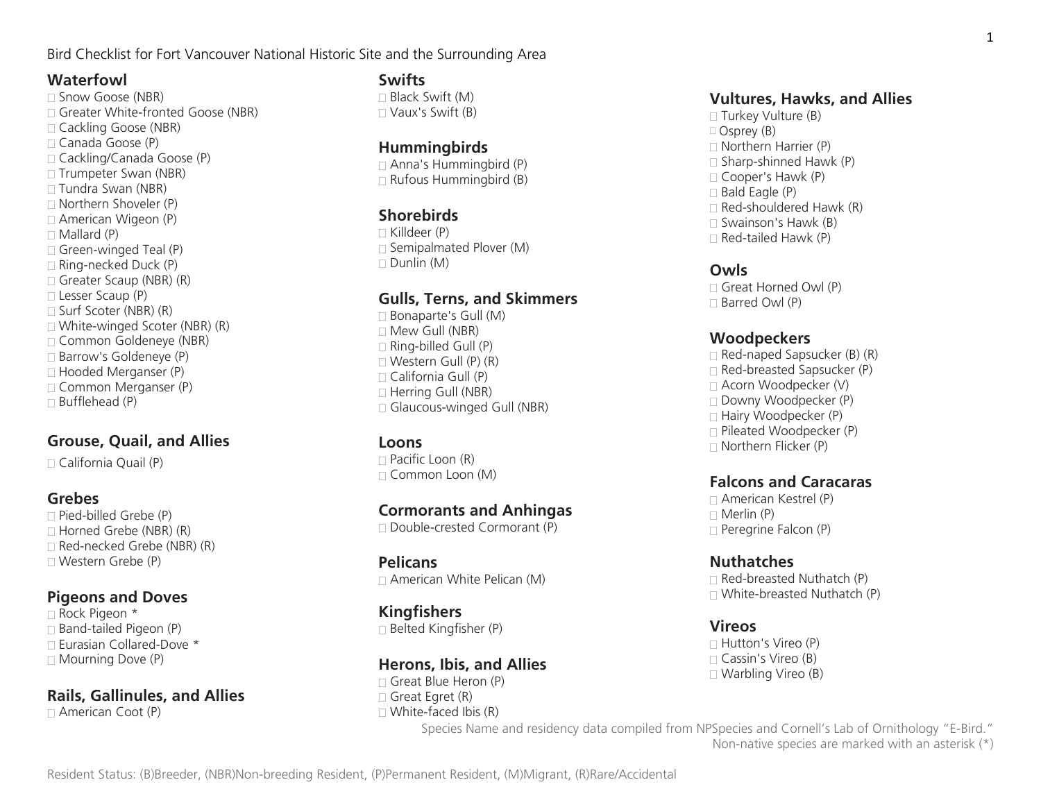Bird Checklist for Fort Vancouver National Historic Site and the Surrounding Area

## Waterfowl

- □ Snow Goose (NBR)
- □ Greater White-fronted Goose (NBR)
- □ Cackling Goose (NBR)
- □ Canada Goose (P)
- □ Cackling/Canada Goose (P)
- □ Trumpeter Swan (NBR)
- □ Tundra Swan (NBR)
- □ Northern Shoveler (P)
- □ American Wigeon (P)
- □ Mallard (P)
- □ Green-winged Teal (P)
- □ Ring-necked Duck (P)
- □ Greater Scaup (NBR) (R)
- □ Lesser Scaup (P)
- □ Surf Scoter (NBR) (R)
- □ White-winged Scoter (NBR) (R)
- □ Common Goldeneye (NBR)
- □ Barrow's Goldeneye (P)
- □ Hooded Merganser (P)
- □ Common Merganser (P)
- □ Bufflehead (P)

## Grouse, Quail, and Allies

- □ California Quail (P)

## Grebes

- □ Pied-billed Grebe (P)
- □ Horned Grebe (NBR) (R)
- □ Red-necked Grebe (NBR) (R)
- □ Western Grebe (P)

## Pigeons and Doves

- □ Rock Pigeon *
- □ Band-tailed Pigeon (P)
- □ Eurasian Collared-Dove *
- □ Mourning Dove (P)

## Rails, Gallinules, and Allies

- □ American Coot (P)

## Swifts

- □ Black Swift (M)
- □ Vaux's Swift (B)

## Hummingbirds

- □ Anna's Hummingbird (P)
- □ Rufous Hummingbird (B)

## Shorebirds

- □ Killdeer (P)
- □ Semipalmated Plover (M)
- □ Dunlin (M)

## Gulls, Terns, and Skimmers

- □ Bonaparte's Gull (M)
- □ Mew Gull (NBR)
- □ Ring-billed Gull (P)
- □ Western Gull (P) (R)
- □ California Gull (P)
- □ Herring Gull (NBR)
- □ Glaucous-winged Gull (NBR)

## Loons

- □ Pacific Loon (R)
- □ Common Loon (M)

## Cormorants and Anhingas

- □ Double-crested Cormorant (P)

## Pelicans

- □ American White Pelican (M)

## Kingfishers

- □ Belted Kingfisher (P)

## Herons, Ibis, and Allies

- □ Great Blue Heron (P)
- □ Great Egret (R)
- □ White-faced Ibis (R)

## Vultures, Hawks, and Allies

- □ Turkey Vulture (B)
- □ Osprey (B)
- □ Northern Harrier (P)
- □ Sharp-shinned Hawk (P)
- □ Cooper's Hawk (P)
- □ Bald Eagle (P)
- □ Red-shouldered Hawk (R)
- □ Swainson's Hawk (B)
- □ Red-tailed Hawk (P)

## Owls

- □ Great Horned Owl (P)
- □ Barred Owl (P)

## Woodpeckers

- □ Red-naped Sapsucker (B) (R)
- □ Red-breasted Sapsucker (P)
- □ Acorn Woodpecker (V)
- □ Downy Woodpecker (P)
- □ Hairy Woodpecker (P)
- □ Pileated Woodpecker (P)
- □ Northern Flicker (P)

## Falcons and Caracaras

- □ American Kestrel (P)
- □ Merlin (P)
- □ Peregrine Falcon (P)

## Nuthatches

- □ Red-breasted Nuthatch (P)
- □ White-breasted Nuthatch (P)

## Vireos

- □ Hutton's Vireo (P)
- □ Cassin's Vireo (B)
- □ Warbling Vireo (B)

Species Name and residency data compiled from NPSpecies and Cornell's Lab of Ornithology "E-Bird."
Non-native species are marked with an asterisk (*)

Resident Status: (B)Breeder, (NBR)Non-breeding Resident, (P)Permanent Resident, (M)Migrant, (R)Rare/Accidental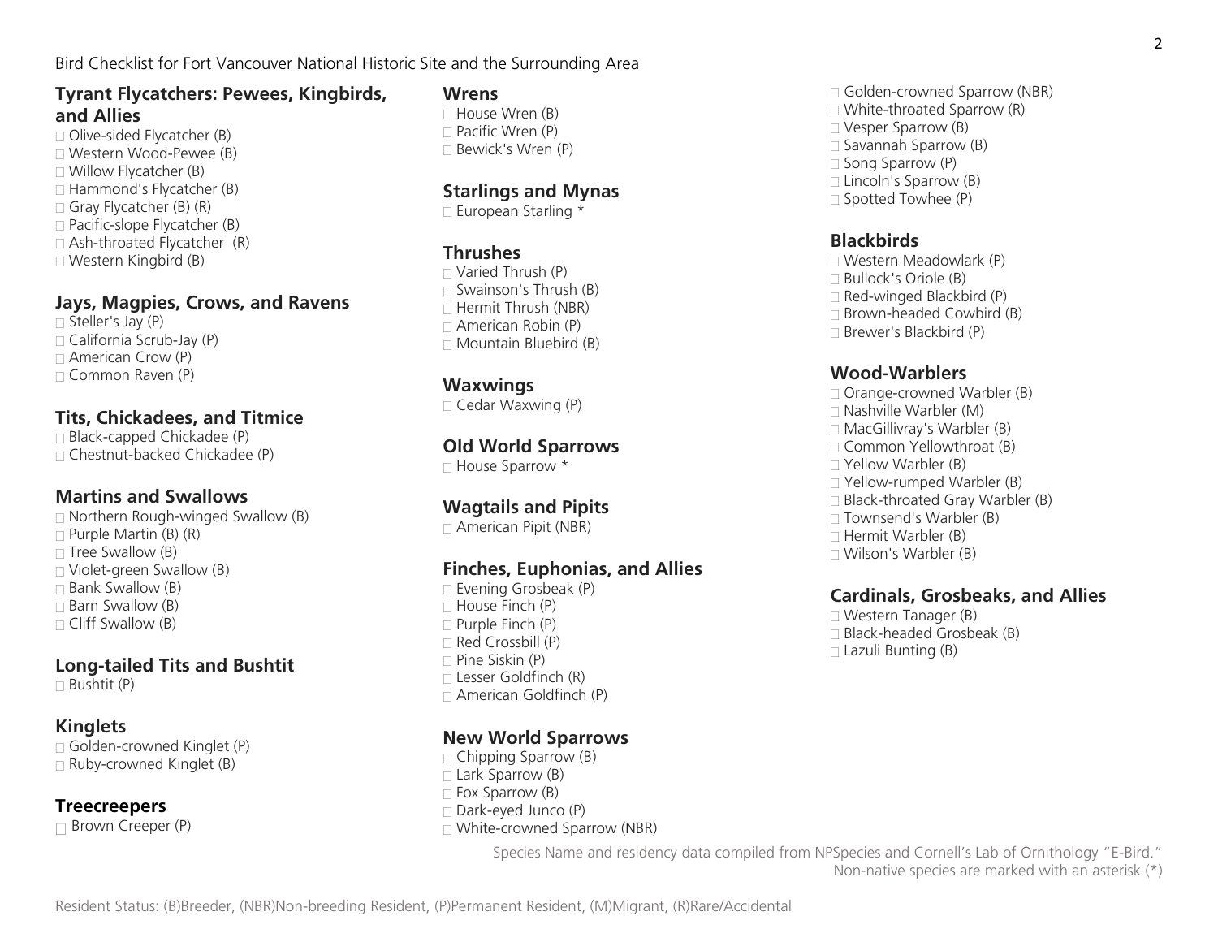Bird Checklist for Fort Vancouver National Historic Site and the Surrounding Area

## Tyrant Flycatchers: Pewees, Kingbirds, and Allies

- □ Olive-sided Flycatcher (B)
- □ Western Wood-Pewee (B)
- □ Willow Flycatcher (B)
- □ Hammond's Flycatcher (B)
- □ Gray Flycatcher (B) (R)
- □ Pacific-slope Flycatcher (B)
- □ Ash-throated Flycatcher (R)
- □ Western Kingbird (B)

## Jays, Magpies, Crows, and Ravens

- □ Steller's Jay (P)
- □ California Scrub-Jay (P)
- □ American Crow (P)
- □ Common Raven (P)

## Tits, Chickadees, and Titmice

- □ Black-capped Chickadee (P)
- □ Chestnut-backed Chickadee (P)

## Martins and Swallows

- □ Northern Rough-winged Swallow (B)
- □ Purple Martin (B) (R)
- □ Tree Swallow (B)
- □ Violet-green Swallow (B)
- □ Bank Swallow (B)
- □ Barn Swallow (B)
- □ Cliff Swallow (B)

## Long-tailed Tits and Bushtit

- □ Bushtit (P)

## Kinglets

- □ Golden-crowned Kinglet (P)
- □ Ruby-crowned Kinglet (B)

## Treecreepers

- □ Brown Creeper (P)

## Wrens

- □ House Wren (B)
- □ Pacific Wren (P)
- □ Bewick's Wren (P)

## Starlings and Mynas

- □ European Starling *

## Thrushes

- □ Varied Thrush (P)
- □ Swainson's Thrush (B)
- □ Hermit Thrush (NBR)
- □ American Robin (P)
- □ Mountain Bluebird (B)

## Waxwings

- □ Cedar Waxwing (P)

## Old World Sparrows

- □ House Sparrow *

## Wagtails and Pipits

- □ American Pipit (NBR)

## Finches, Euphonias, and Allies

- □ Evening Grosbeak (P)
- □ House Finch (P)
- □ Purple Finch (P)
- □ Red Crossbill (P)
- □ Pine Siskin (P)
- □ Lesser Goldfinch (R)
- □ American Goldfinch (P)

## New World Sparrows

- □ Chipping Sparrow (B)
- □ Lark Sparrow (B)
- □ Fox Sparrow (B)
- □ Dark-eyed Junco (P)
- □ White-crowned Sparrow (NBR)
- □ Golden-crowned Sparrow (NBR)
- □ White-throated Sparrow (R)
- □ Vesper Sparrow (B)
- □ Savannah Sparrow (B)
- □ Song Sparrow (P)
- □ Lincoln's Sparrow (B)
- □ Spotted Towhee (P)

## Blackbirds

- □ Western Meadowlark (P)
- □ Bullock's Oriole (B)
- □ Red-winged Blackbird (P)
- □ Brown-headed Cowbird (B)
- □ Brewer's Blackbird (P)

## Wood-Warblers

- □ Orange-crowned Warbler (B)
- □ Nashville Warbler (M)
- □ MacGillivray's Warbler (B)
- □ Common Yellowthroat (B)
- □ Yellow Warbler (B)
- □ Yellow-rumped Warbler (B)
- □ Black-throated Gray Warbler (B)
- □ Townsend's Warbler (B)
- □ Hermit Warbler (B)
- □ Wilson's Warbler (B)

## Cardinals, Grosbeaks, and Allies

- □ Western Tanager (B)
- □ Black-headed Grosbeak (B)
- □ Lazuli Bunting (B)

Species Name and residency data compiled from NPSpecies and Cornell's Lab of Ornithology "E-Bird."
Non-native species are marked with an asterisk (*)

Resident Status: (B)Breeder, (NBR)Non-breeding Resident, (P)Permanent Resident, (M)Migrant, (R)Rare/Accidental